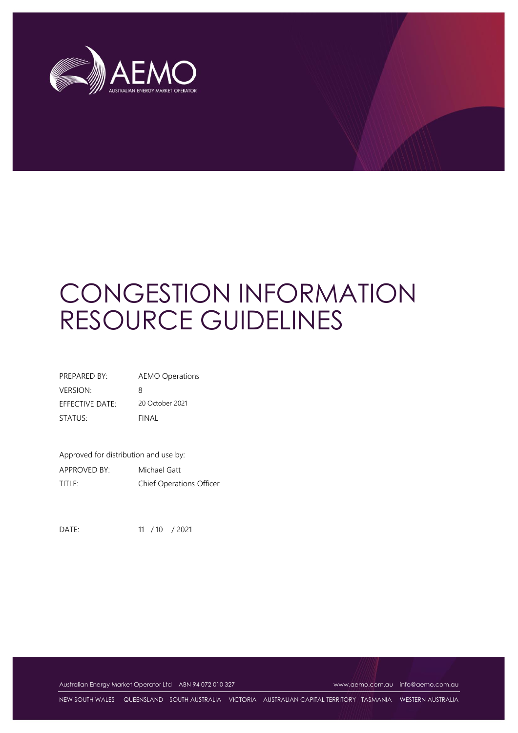# CONGESTION INFORMATION RESOURCE GUIDELINES

| | |
|---|---|
| PREPARED BY: | AEMO Operations |
| VERSION: | 8 |
| EFFECTIVE DATE: | 20 October 2021 |
| STATUS: | FINAL |

Approved for distribution and use by:

| | |
|---|---|
| APPROVED BY: | Michael Gatt |
| TITLE: | Chief Operations Officer |

DATE: 11 / 10 / 2021

Australian Energy Market Operator Ltd ABN 94 072 010 327 www.aemo.com.au info@aemo.com.au

NEW SOUTH WALES QUEENSLAND SOUTH AUSTRALIA VICTORIA AUSTRALIAN CAPITAL TERRITORY TASMANIA WESTERN AUSTRALIA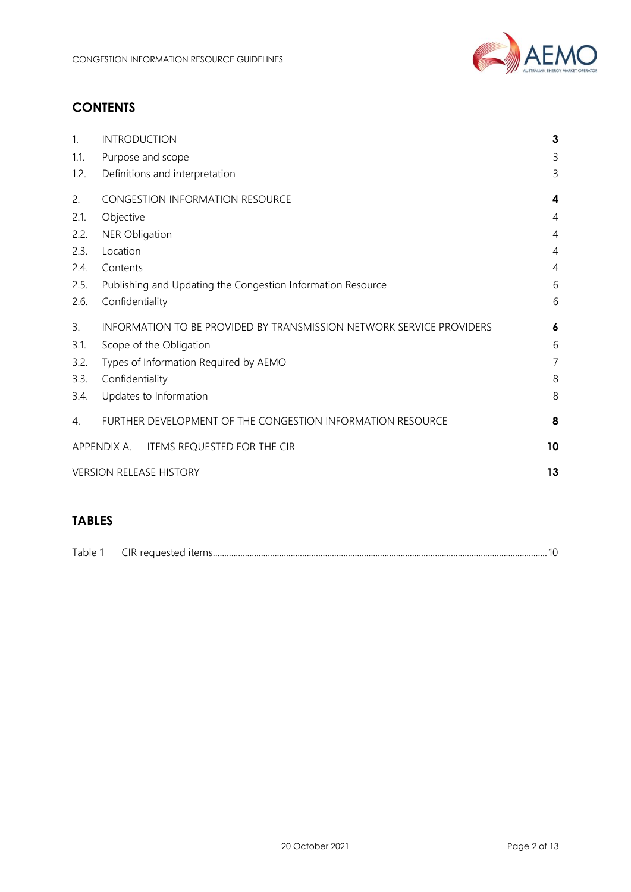## CONTENTS

| | | |
|---|---|---|
| 1. | INTRODUCTION | **3** |
| 1.1. | Purpose and scope | 3 |
| 1.2. | Definitions and interpretation | 3 |
| 2. | CONGESTION INFORMATION RESOURCE | **4** |
| 2.1. | Objective | 4 |
| 2.2. | NER Obligation | 4 |
| 2.3. | Location | 4 |
| 2.4. | Contents | 4 |
| 2.5. | Publishing and Updating the Congestion Information Resource | 6 |
| 2.6. | Confidentiality | 6 |
| 3. | INFORMATION TO BE PROVIDED BY TRANSMISSION NETWORK SERVICE PROVIDERS | **6** |
| 3.1. | Scope of the Obligation | 6 |
| 3.2. | Types of Information Required by AEMO | 7 |
| 3.3. | Confidentiality | 8 |
| 3.4. | Updates to Information | 8 |
| 4. | FURTHER DEVELOPMENT OF THE CONGESTION INFORMATION RESOURCE | **8** |
| APPENDIX A. | ITEMS REQUESTED FOR THE CIR | **10** |
| VERSION RELEASE HISTORY | | **13** |

## TABLES

Table 1 CIR requested items 10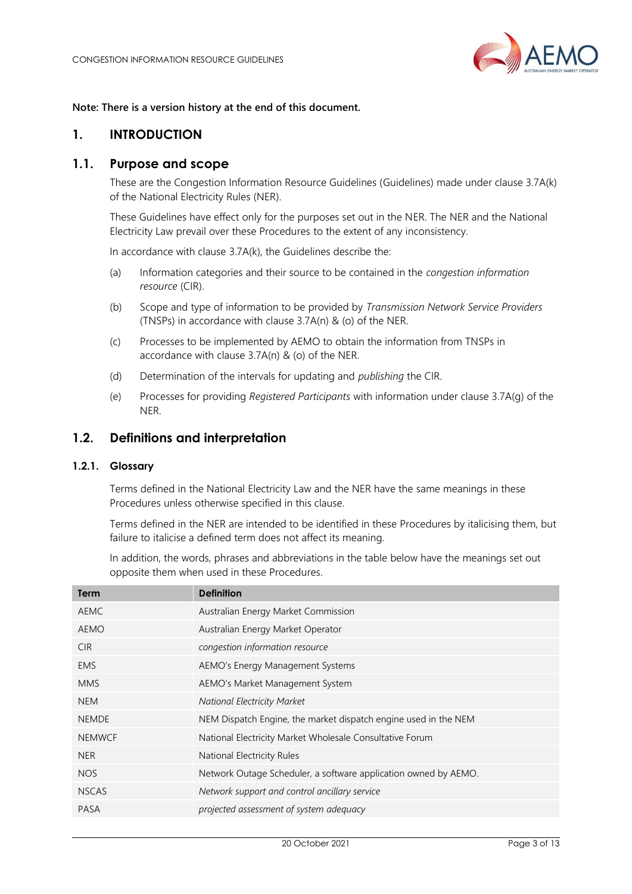**Note: There is a version history at the end of this document.**

# 1. INTRODUCTION

## 1.1. Purpose and scope

These are the Congestion Information Resource Guidelines (Guidelines) made under clause 3.7A(k) of the National Electricity Rules (NER).

These Guidelines have effect only for the purposes set out in the NER. The NER and the National Electricity Law prevail over these Procedures to the extent of any inconsistency.

In accordance with clause 3.7A(k), the Guidelines describe the:

(a) Information categories and their source to be contained in the *congestion information resource* (CIR).

(b) Scope and type of information to be provided by *Transmission Network Service Providers* (TNSPs) in accordance with clause 3.7A(n) & (o) of the NER.

(c) Processes to be implemented by AEMO to obtain the information from TNSPs in accordance with clause 3.7A(n) & (o) of the NER.

(d) Determination of the intervals for updating and *publishing* the CIR.

(e) Processes for providing *Registered Participants* with information under clause 3.7A(g) of the NER.

## 1.2. Definitions and interpretation

### 1.2.1. Glossary

Terms defined in the National Electricity Law and the NER have the same meanings in these Procedures unless otherwise specified in this clause.

Terms defined in the NER are intended to be identified in these Procedures by italicising them, but failure to italicise a defined term does not affect its meaning.

In addition, the words, phrases and abbreviations in the table below have the meanings set out opposite them when used in these Procedures.

| Term | Definition |
| --- | --- |
| AEMC | Australian Energy Market Commission |
| AEMO | Australian Energy Market Operator |
| CIR | *congestion information resource* |
| EMS | AEMO's Energy Management Systems |
| MMS | AEMO's Market Management System |
| NEM | *National Electricity Market* |
| NEMDE | NEM Dispatch Engine, the market dispatch engine used in the NEM |
| NEMWCF | National Electricity Market Wholesale Consultative Forum |
| NER | National Electricity Rules |
| NOS | Network Outage Scheduler, a software application owned by AEMO. |
| NSCAS | *Network support and control ancillary service* |
| PASA | *projected assessment of system adequacy* |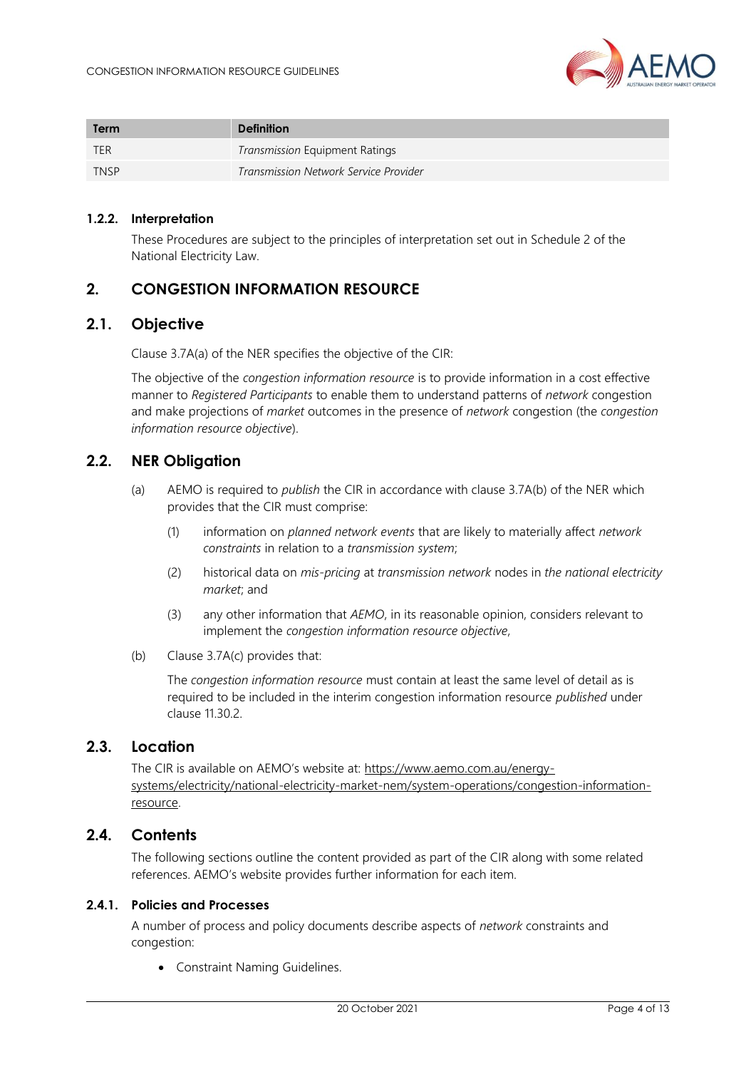| Term | Definition |
| --- | --- |
| TER | *Transmission* Equipment Ratings |
| TNSP | *Transmission Network Service Provider* |

### 1.2.2. Interpretation

These Procedures are subject to the principles of interpretation set out in Schedule 2 of the National Electricity Law.

## 2. CONGESTION INFORMATION RESOURCE

## 2.1. Objective

Clause 3.7A(a) of the NER specifies the objective of the CIR:

The objective of the *congestion information resource* is to provide information in a cost effective manner to *Registered Participants* to enable them to understand patterns of *network* congestion and make projections of *market* outcomes in the presence of *network* congestion (the *congestion information resource objective*).

## 2.2. NER Obligation

(a) AEMO is required to *publish* the CIR in accordance with clause 3.7A(b) of the NER which provides that the CIR must comprise:

(1) information on *planned network events* that are likely to materially affect *network constraints* in relation to a *transmission system*;

(2) historical data on *mis-pricing* at *transmission network* nodes in *the national electricity market*; and

(3) any other information that *AEMO*, in its reasonable opinion, considers relevant to implement the *congestion information resource objective*,

(b) Clause 3.7A(c) provides that:

The *congestion information resource* must contain at least the same level of detail as is required to be included in the interim congestion information resource *published* under clause 11.30.2.

## 2.3. Location

The CIR is available on AEMO's website at: https://www.aemo.com.au/energy-systems/electricity/national-electricity-market-nem/system-operations/congestion-information-resource.

## 2.4. Contents

The following sections outline the content provided as part of the CIR along with some related references. AEMO's website provides further information for each item.

### 2.4.1. Policies and Processes

A number of process and policy documents describe aspects of *network* constraints and congestion:

- Constraint Naming Guidelines.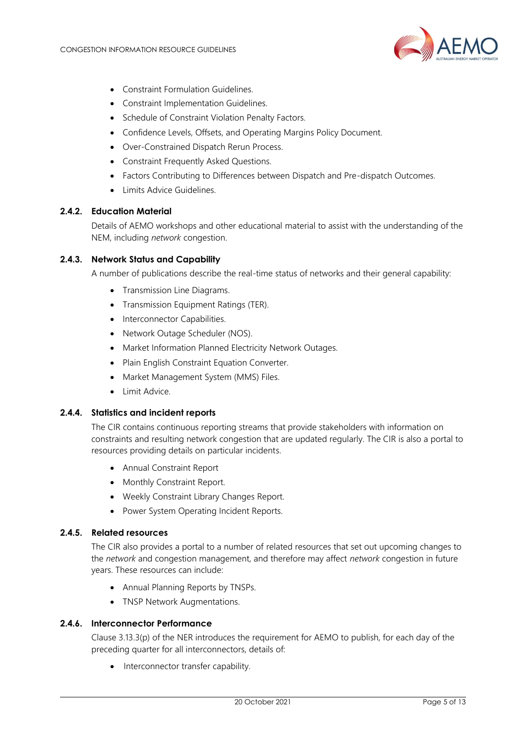- Constraint Formulation Guidelines.
- Constraint Implementation Guidelines.
- Schedule of Constraint Violation Penalty Factors.
- Confidence Levels, Offsets, and Operating Margins Policy Document.
- Over-Constrained Dispatch Rerun Process.
- Constraint Frequently Asked Questions.
- Factors Contributing to Differences between Dispatch and Pre-dispatch Outcomes.
- Limits Advice Guidelines.

### 2.4.2. Education Material

Details of AEMO workshops and other educational material to assist with the understanding of the NEM, including *network* congestion.

### 2.4.3. Network Status and Capability

A number of publications describe the real-time status of networks and their general capability:

- Transmission Line Diagrams.
- Transmission Equipment Ratings (TER).
- Interconnector Capabilities.
- Network Outage Scheduler (NOS).
- Market Information Planned Electricity Network Outages.
- Plain English Constraint Equation Converter.
- Market Management System (MMS) Files.
- Limit Advice.

### 2.4.4. Statistics and incident reports

The CIR contains continuous reporting streams that provide stakeholders with information on constraints and resulting network congestion that are updated regularly. The CIR is also a portal to resources providing details on particular incidents.

- Annual Constraint Report
- Monthly Constraint Report.
- Weekly Constraint Library Changes Report.
- Power System Operating Incident Reports.

### 2.4.5. Related resources

The CIR also provides a portal to a number of related resources that set out upcoming changes to the *network* and congestion management, and therefore may affect *network* congestion in future years. These resources can include:

- Annual Planning Reports by TNSPs.
- TNSP Network Augmentations.

### 2.4.6. Interconnector Performance

Clause 3.13.3(p) of the NER introduces the requirement for AEMO to publish, for each day of the preceding quarter for all interconnectors, details of:

- Interconnector transfer capability.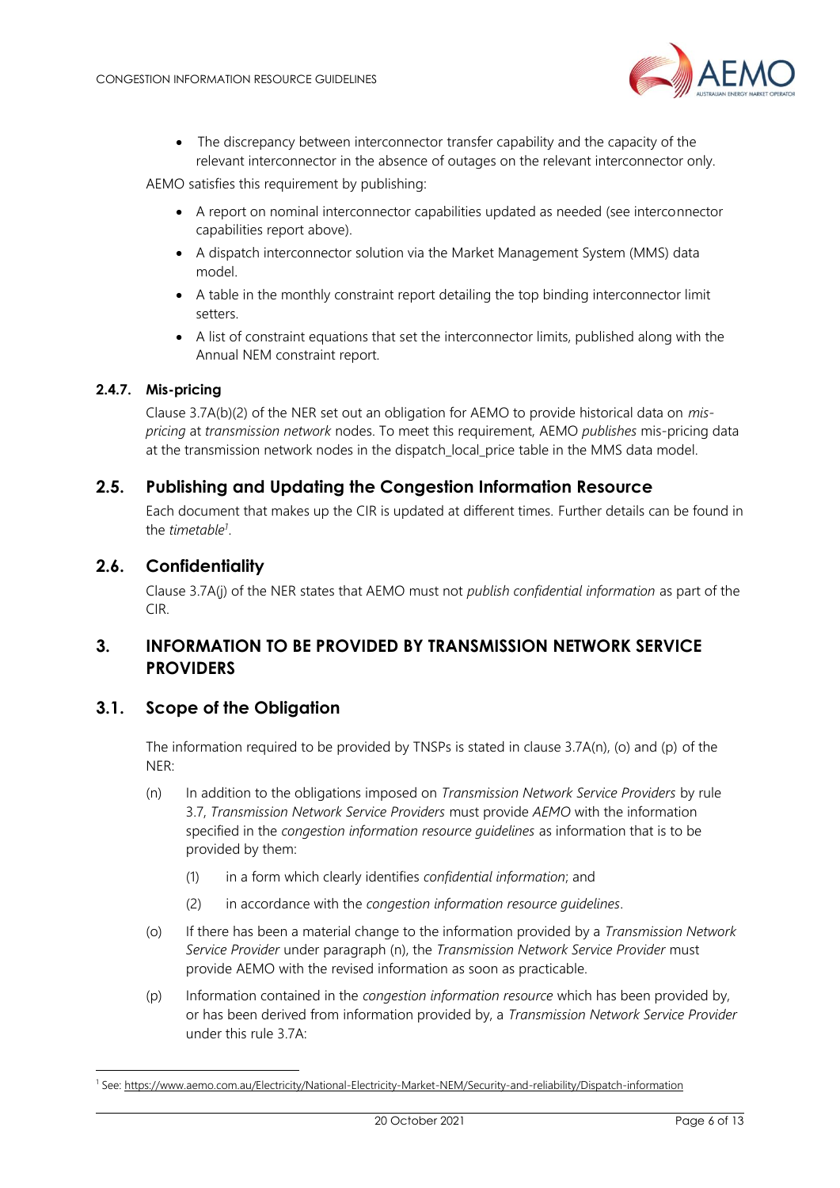- The discrepancy between interconnector transfer capability and the capacity of the relevant interconnector in the absence of outages on the relevant interconnector only.

AEMO satisfies this requirement by publishing:

- A report on nominal interconnector capabilities updated as needed (see interconnector capabilities report above).
- A dispatch interconnector solution via the Market Management System (MMS) data model.
- A table in the monthly constraint report detailing the top binding interconnector limit setters.
- A list of constraint equations that set the interconnector limits, published along with the Annual NEM constraint report.

#### 2.4.7. Mis-pricing

Clause 3.7A(b)(2) of the NER set out an obligation for AEMO to provide historical data on *mis-pricing* at *transmission network* nodes. To meet this requirement, AEMO *publishes* mis-pricing data at the transmission network nodes in the dispatch_local_price table in the MMS data model.

### 2.5. Publishing and Updating the Congestion Information Resource

Each document that makes up the CIR is updated at different times. Further details can be found in the *timetable*[1].

### 2.6. Confidentiality

Clause 3.7A(j) of the NER states that AEMO must not *publish confidential information* as part of the CIR.

## 3. INFORMATION TO BE PROVIDED BY TRANSMISSION NETWORK SERVICE PROVIDERS

### 3.1. Scope of the Obligation

The information required to be provided by TNSPs is stated in clause 3.7A(n), (o) and (p) of the NER:

(n) In addition to the obligations imposed on *Transmission Network Service Providers* by rule 3.7, *Transmission Network Service Providers* must provide *AEMO* with the information specified in the *congestion information resource guidelines* as information that is to be provided by them:

(1) in a form which clearly identifies *confidential information*; and

(2) in accordance with the *congestion information resource guidelines*.

(o) If there has been a material change to the information provided by a *Transmission Network Service Provider* under paragraph (n), the *Transmission Network Service Provider* must provide AEMO with the revised information as soon as practicable.

(p) Information contained in the *congestion information resource* which has been provided by, or has been derived from information provided by, a *Transmission Network Service Provider* under this rule 3.7A:

[1] See: https://www.aemo.com.au/Electricity/National-Electricity-Market-NEM/Security-and-reliability/Dispatch-information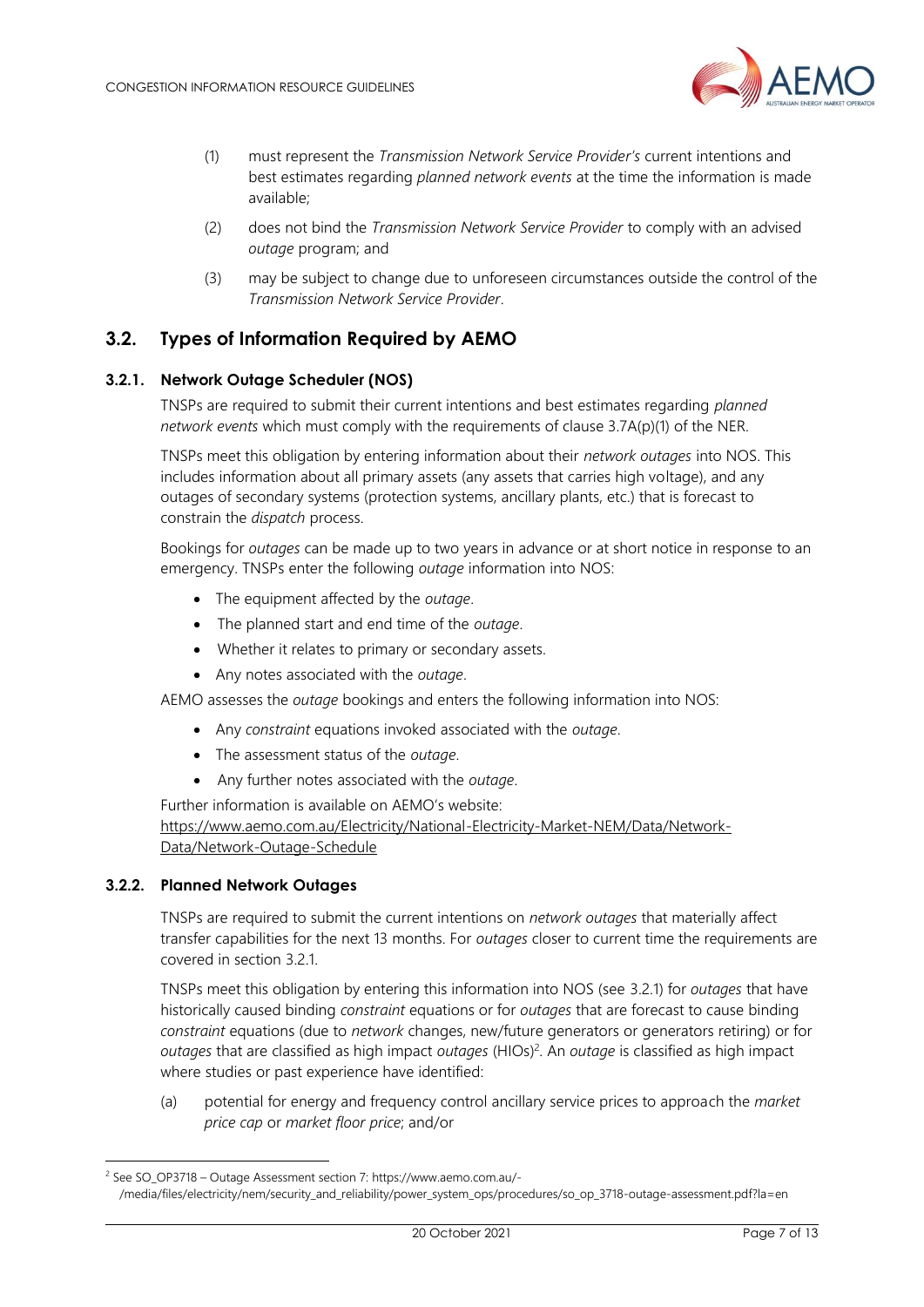(1) must represent the *Transmission Network Service Provider's* current intentions and best estimates regarding *planned network events* at the time the information is made available;

(2) does not bind the *Transmission Network Service Provider* to comply with an advised *outage* program; and

(3) may be subject to change due to unforeseen circumstances outside the control of the *Transmission Network Service Provider*.

## 3.2. Types of Information Required by AEMO

### 3.2.1. Network Outage Scheduler (NOS)

TNSPs are required to submit their current intentions and best estimates regarding *planned network events* which must comply with the requirements of clause 3.7A(p)(1) of the NER.

TNSPs meet this obligation by entering information about their *network outages* into NOS. This includes information about all primary assets (any assets that carries high voltage), and any outages of secondary systems (protection systems, ancillary plants, etc.) that is forecast to constrain the *dispatch* process.

Bookings for *outages* can be made up to two years in advance or at short notice in response to an emergency. TNSPs enter the following *outage* information into NOS:

- The equipment affected by the *outage*.
- The planned start and end time of the *outage*.
- Whether it relates to primary or secondary assets.
- Any notes associated with the *outage*.

AEMO assesses the *outage* bookings and enters the following information into NOS:

- Any *constraint* equations invoked associated with the *outage*.
- The assessment status of the *outage*.
- Any further notes associated with the *outage*.

Further information is available on AEMO's website: https://www.aemo.com.au/Electricity/National-Electricity-Market-NEM/Data/Network-Data/Network-Outage-Schedule

### 3.2.2. Planned Network Outages

TNSPs are required to submit the current intentions on *network outages* that materially affect transfer capabilities for the next 13 months. For *outages* closer to current time the requirements are covered in section 3.2.1.

TNSPs meet this obligation by entering this information into NOS (see 3.2.1) for *outages* that have historically caused binding *constraint* equations or for *outages* that are forecast to cause binding *constraint* equations (due to *network* changes, new/future generators or generators retiring) or for *outages* that are classified as high impact *outages* (HIOs)[2]. An *outage* is classified as high impact where studies or past experience have identified:

(a) potential for energy and frequency control ancillary service prices to approach the *market price cap* or *market floor price*; and/or

---

[2] See SO_OP3718 – Outage Assessment section 7: https://www.aemo.com.au/-/media/files/electricity/nem/security_and_reliability/power_system_ops/procedures/so_op_3718-outage-assessment.pdf?la=en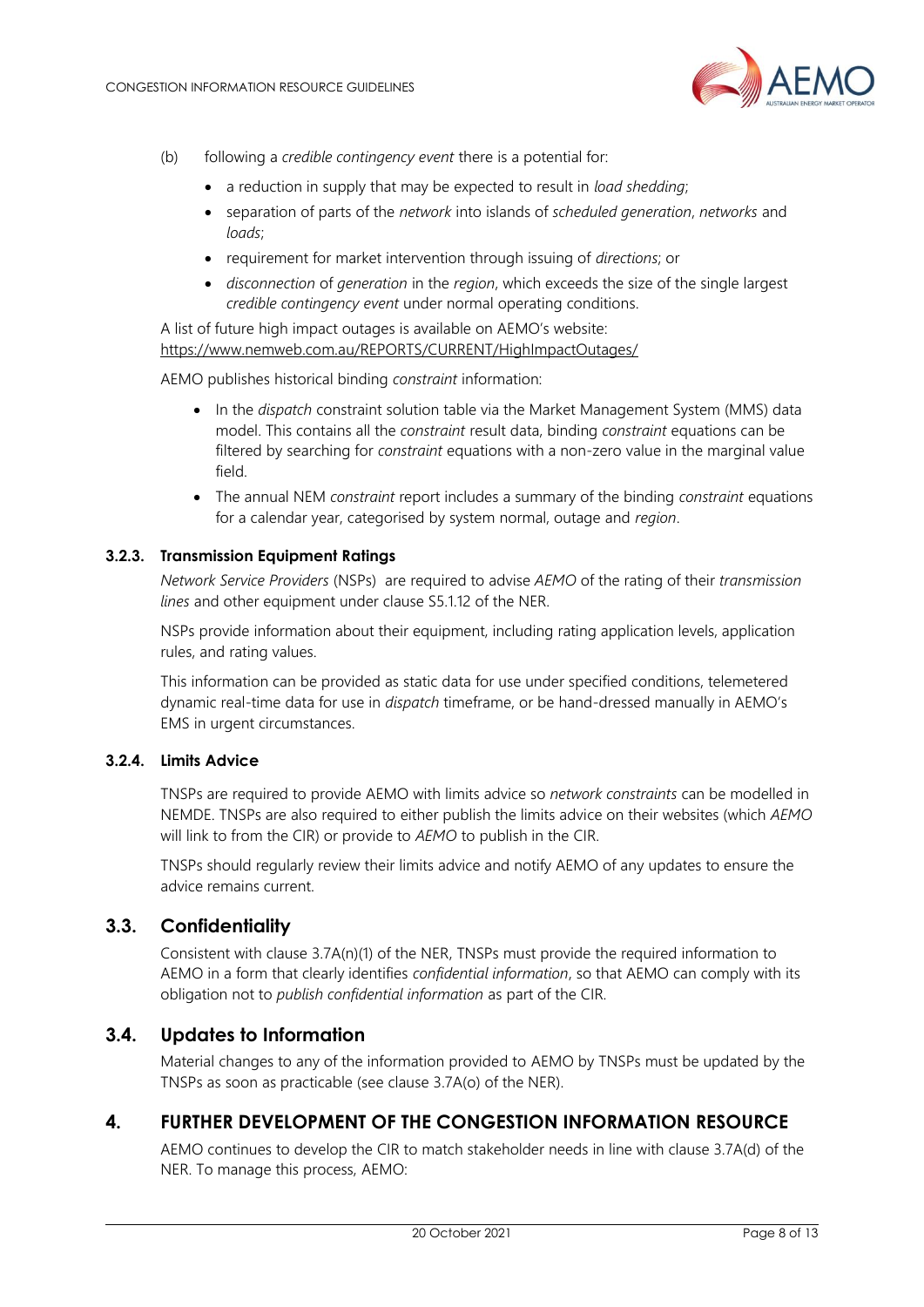(b) following a *credible contingency event* there is a potential for:

- a reduction in supply that may be expected to result in *load shedding*;
- separation of parts of the *network* into islands of *scheduled generation*, *networks* and *loads*;
- requirement for market intervention through issuing of *directions*; or
- *disconnection* of *generation* in the *region*, which exceeds the size of the single largest *credible contingency event* under normal operating conditions.

A list of future high impact outages is available on AEMO's website: https://www.nemweb.com.au/REPORTS/CURRENT/HighImpactOutages/

AEMO publishes historical binding *constraint* information:

- In the *dispatch* constraint solution table via the Market Management System (MMS) data model. This contains all the *constraint* result data, binding *constraint* equations can be filtered by searching for *constraint* equations with a non-zero value in the marginal value field.
- The annual NEM *constraint* report includes a summary of the binding *constraint* equations for a calendar year, categorised by system normal, outage and *region*.

#### 3.2.3. Transmission Equipment Ratings

*Network Service Providers* (NSPs) are required to advise *AEMO* of the rating of their *transmission lines* and other equipment under clause S5.1.12 of the NER.

NSPs provide information about their equipment, including rating application levels, application rules, and rating values.

This information can be provided as static data for use under specified conditions, telemetered dynamic real-time data for use in *dispatch* timeframe, or be hand-dressed manually in AEMO's EMS in urgent circumstances.

#### 3.2.4. Limits Advice

TNSPs are required to provide AEMO with limits advice so *network constraints* can be modelled in NEMDE. TNSPs are also required to either publish the limits advice on their websites (which *AEMO* will link to from the CIR) or provide to *AEMO* to publish in the CIR.

TNSPs should regularly review their limits advice and notify AEMO of any updates to ensure the advice remains current.

### 3.3. Confidentiality

Consistent with clause 3.7A(n)(1) of the NER, TNSPs must provide the required information to AEMO in a form that clearly identifies *confidential information*, so that AEMO can comply with its obligation not to *publish confidential information* as part of the CIR.

### 3.4. Updates to Information

Material changes to any of the information provided to AEMO by TNSPs must be updated by the TNSPs as soon as practicable (see clause 3.7A(o) of the NER).

## 4. FURTHER DEVELOPMENT OF THE CONGESTION INFORMATION RESOURCE

AEMO continues to develop the CIR to match stakeholder needs in line with clause 3.7A(d) of the NER. To manage this process, AEMO: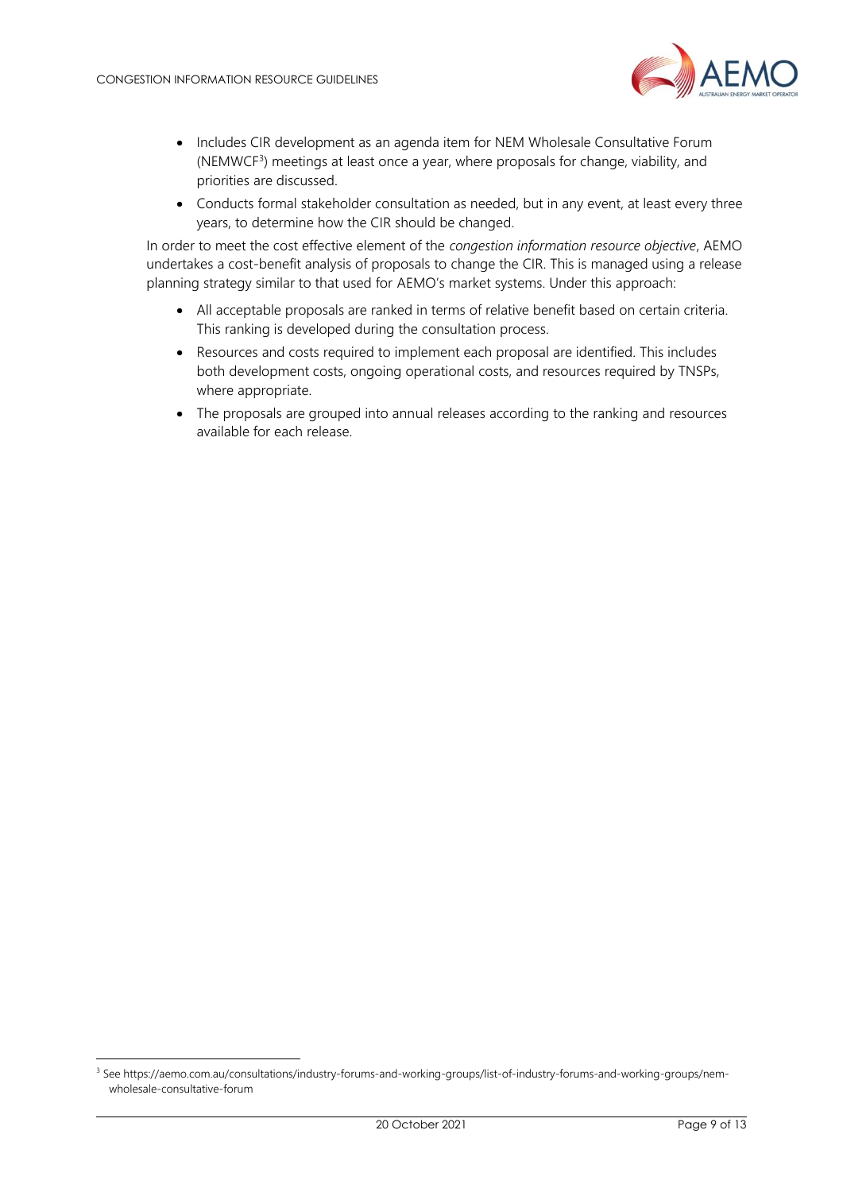- Includes CIR development as an agenda item for NEM Wholesale Consultative Forum (NEMWCF[3]) meetings at least once a year, where proposals for change, viability, and priorities are discussed.
- Conducts formal stakeholder consultation as needed, but in any event, at least every three years, to determine how the CIR should be changed.

In order to meet the cost effective element of the *congestion information resource objective*, AEMO undertakes a cost-benefit analysis of proposals to change the CIR. This is managed using a release planning strategy similar to that used for AEMO's market systems. Under this approach:

- All acceptable proposals are ranked in terms of relative benefit based on certain criteria. This ranking is developed during the consultation process.
- Resources and costs required to implement each proposal are identified. This includes both development costs, ongoing operational costs, and resources required by TNSPs, where appropriate.
- The proposals are grouped into annual releases according to the ranking and resources available for each release.

[3] See https://aemo.com.au/consultations/industry-forums-and-working-groups/list-of-industry-forums-and-working-groups/nem-wholesale-consultative-forum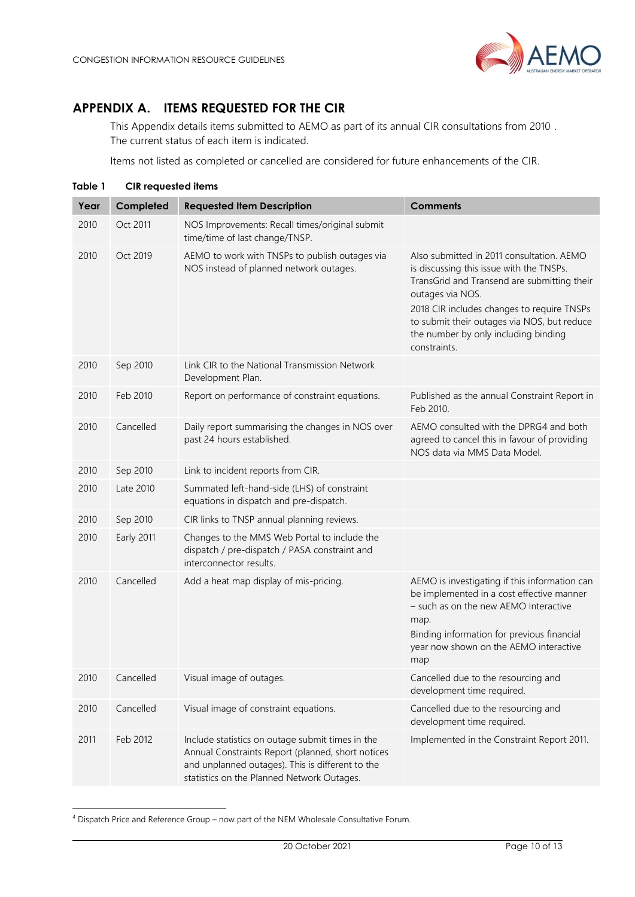# APPENDIX A. ITEMS REQUESTED FOR THE CIR

This Appendix details items submitted to AEMO as part of its annual CIR consultations from 2010 . The current status of each item is indicated.

Items not listed as completed or cancelled are considered for future enhancements of the CIR.

**Table 1 CIR requested items**

| Year | Completed | Requested Item Description | Comments |
|---|---|---|---|
| 2010 | Oct 2011 | NOS Improvements: Recall times/original submit time/time of last change/TNSP. | |
| 2010 | Oct 2019 | AEMO to work with TNSPs to publish outages via NOS instead of planned network outages. | Also submitted in 2011 consultation. AEMO is discussing this issue with the TNSPs. TransGrid and Transend are submitting their outages via NOS.<br>2018 CIR includes changes to require TNSPs to submit their outages via NOS, but reduce the number by only including binding constraints. |
| 2010 | Sep 2010 | Link CIR to the National Transmission Network Development Plan. | |
| 2010 | Feb 2010 | Report on performance of constraint equations. | Published as the annual Constraint Report in Feb 2010. |
| 2010 | Cancelled | Daily report summarising the changes in NOS over past 24 hours established. | AEMO consulted with the DPRG4 and both agreed to cancel this in favour of providing NOS data via MMS Data Model. |
| 2010 | Sep 2010 | Link to incident reports from CIR. | |
| 2010 | Late 2010 | Summated left-hand-side (LHS) of constraint equations in dispatch and pre-dispatch. | |
| 2010 | Sep 2010 | CIR links to TNSP annual planning reviews. | |
| 2010 | Early 2011 | Changes to the MMS Web Portal to include the dispatch / pre-dispatch / PASA constraint and interconnector results. | |
| 2010 | Cancelled | Add a heat map display of mis-pricing. | AEMO is investigating if this information can be implemented in a cost effective manner – such as on the new AEMO Interactive map.<br>Binding information for previous financial year now shown on the AEMO interactive map |
| 2010 | Cancelled | Visual image of outages. | Cancelled due to the resourcing and development time required. |
| 2010 | Cancelled | Visual image of constraint equations. | Cancelled due to the resourcing and development time required. |
| 2011 | Feb 2012 | Include statistics on outage submit times in the Annual Constraints Report (planned, short notices and unplanned outages). This is different to the statistics on the Planned Network Outages. | Implemented in the Constraint Report 2011. |

[4] Dispatch Price and Reference Group – now part of the NEM Wholesale Consultative Forum.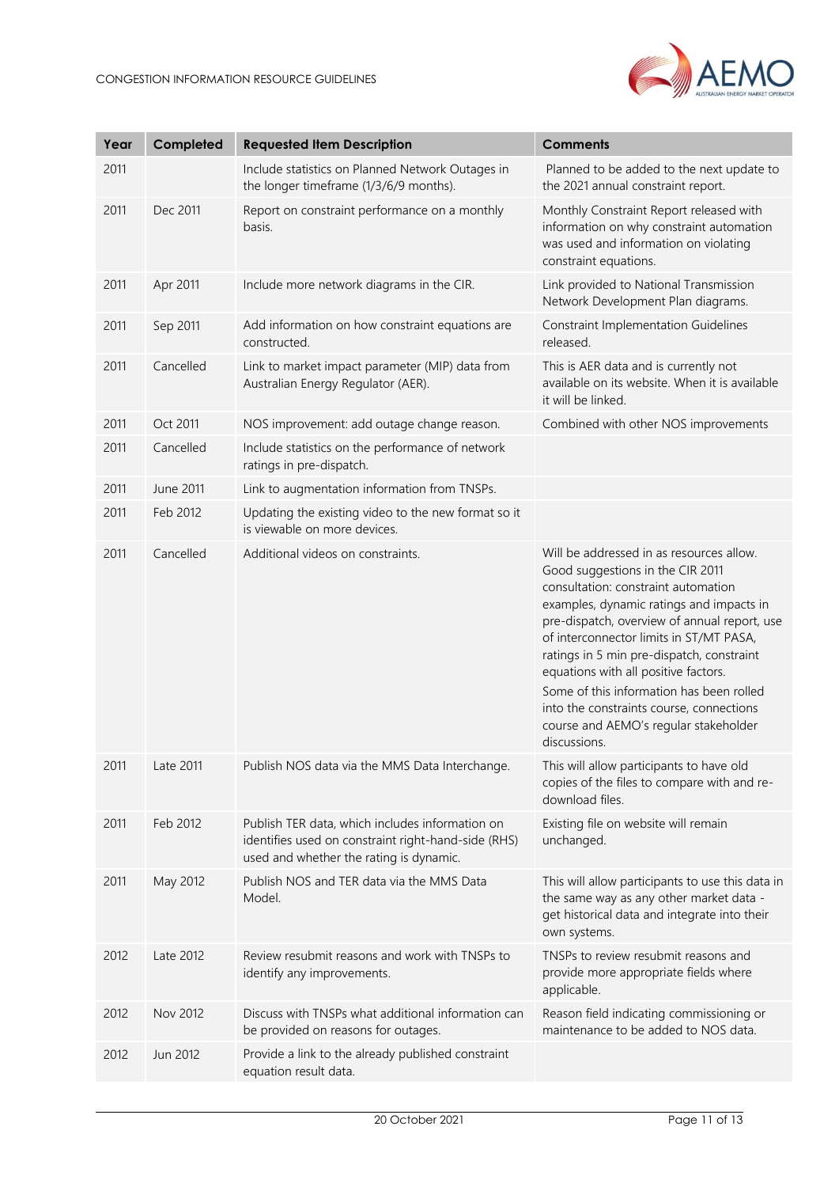| Year | Completed | Requested Item Description | Comments |
|---|---|---|---|
| 2011 | | Include statistics on Planned Network Outages in the longer timeframe (1/3/6/9 months). | Planned to be added to the next update to the 2021 annual constraint report. |
| 2011 | Dec 2011 | Report on constraint performance on a monthly basis. | Monthly Constraint Report released with information on why constraint automation was used and information on violating constraint equations. |
| 2011 | Apr 2011 | Include more network diagrams in the CIR. | Link provided to National Transmission Network Development Plan diagrams. |
| 2011 | Sep 2011 | Add information on how constraint equations are constructed. | Constraint Implementation Guidelines released. |
| 2011 | Cancelled | Link to market impact parameter (MIP) data from Australian Energy Regulator (AER). | This is AER data and is currently not available on its website. When it is available it will be linked. |
| 2011 | Oct 2011 | NOS improvement: add outage change reason. | Combined with other NOS improvements |
| 2011 | Cancelled | Include statistics on the performance of network ratings in pre-dispatch. | |
| 2011 | June 2011 | Link to augmentation information from TNSPs. | |
| 2011 | Feb 2012 | Updating the existing video to the new format so it is viewable on more devices. | |
| 2011 | Cancelled | Additional videos on constraints. | Will be addressed in as resources allow. Good suggestions in the CIR 2011 consultation: constraint automation examples, dynamic ratings and impacts in pre-dispatch, overview of annual report, use of interconnector limits in ST/MT PASA, ratings in 5 min pre-dispatch, constraint equations with all positive factors. Some of this information has been rolled into the constraints course, connections course and AEMO's regular stakeholder discussions. |
| 2011 | Late 2011 | Publish NOS data via the MMS Data Interchange. | This will allow participants to have old copies of the files to compare with and re-download files. |
| 2011 | Feb 2012 | Publish TER data, which includes information on identifies used on constraint right-hand-side (RHS) used and whether the rating is dynamic. | Existing file on website will remain unchanged. |
| 2011 | May 2012 | Publish NOS and TER data via the MMS Data Model. | This will allow participants to use this data in the same way as any other market data - get historical data and integrate into their own systems. |
| 2012 | Late 2012 | Review resubmit reasons and work with TNSPs to identify any improvements. | TNSPs to review resubmit reasons and provide more appropriate fields where applicable. |
| 2012 | Nov 2012 | Discuss with TNSPs what additional information can be provided on reasons for outages. | Reason field indicating commissioning or maintenance to be added to NOS data. |
| 2012 | Jun 2012 | Provide a link to the already published constraint equation result data. | |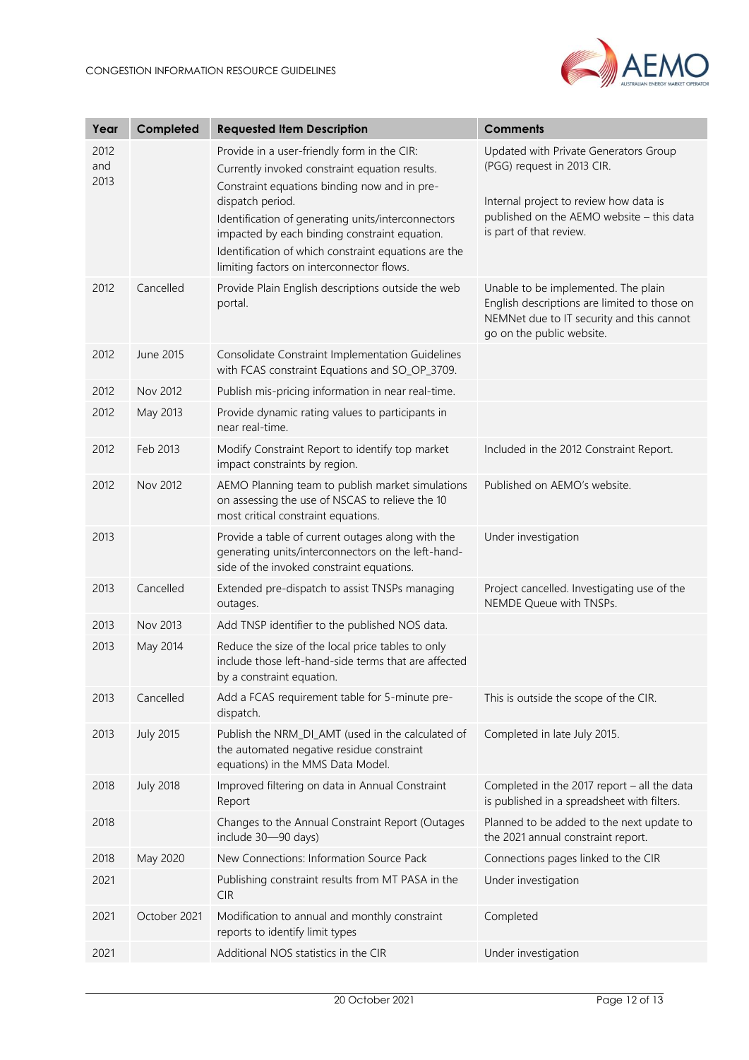| Year | Completed | Requested Item Description | Comments |
|---|---|---|---|
| 2012 and 2013 | | Provide in a user-friendly form in the CIR:<br>Currently invoked constraint equation results.<br>Constraint equations binding now and in pre-dispatch period.<br>Identification of generating units/interconnectors impacted by each binding constraint equation.<br>Identification of which constraint equations are the limiting factors on interconnector flows. | Updated with Private Generators Group (PGG) request in 2013 CIR.<br><br>Internal project to review how data is published on the AEMO website – this data is part of that review. |
| 2012 | Cancelled | Provide Plain English descriptions outside the web portal. | Unable to be implemented. The plain English descriptions are limited to those on NEMNet due to IT security and this cannot go on the public website. |
| 2012 | June 2015 | Consolidate Constraint Implementation Guidelines with FCAS constraint Equations and SO_OP_3709. | |
| 2012 | Nov 2012 | Publish mis-pricing information in near real-time. | |
| 2012 | May 2013 | Provide dynamic rating values to participants in near real-time. | |
| 2012 | Feb 2013 | Modify Constraint Report to identify top market impact constraints by region. | Included in the 2012 Constraint Report. |
| 2012 | Nov 2012 | AEMO Planning team to publish market simulations on assessing the use of NSCAS to relieve the 10 most critical constraint equations. | Published on AEMO's website. |
| 2013 | | Provide a table of current outages along with the generating units/interconnectors on the left-hand-side of the invoked constraint equations. | Under investigation |
| 2013 | Cancelled | Extended pre-dispatch to assist TNSPs managing outages. | Project cancelled. Investigating use of the NEMDE Queue with TNSPs. |
| 2013 | Nov 2013 | Add TNSP identifier to the published NOS data. | |
| 2013 | May 2014 | Reduce the size of the local price tables to only include those left-hand-side terms that are affected by a constraint equation. | |
| 2013 | Cancelled | Add a FCAS requirement table for 5-minute pre-dispatch. | This is outside the scope of the CIR. |
| 2013 | July 2015 | Publish the NRM_DI_AMT (used in the calculated of the automated negative residue constraint equations) in the MMS Data Model. | Completed in late July 2015. |
| 2018 | July 2018 | Improved filtering on data in Annual Constraint Report | Completed in the 2017 report – all the data is published in a spreadsheet with filters. |
| 2018 | | Changes to the Annual Constraint Report (Outages include 30—90 days) | Planned to be added to the next update to the 2021 annual constraint report. |
| 2018 | May 2020 | New Connections: Information Source Pack | Connections pages linked to the CIR |
| 2021 | | Publishing constraint results from MT PASA in the CIR | Under investigation |
| 2021 | October 2021 | Modification to annual and monthly constraint reports to identify limit types | Completed |
| 2021 | | Additional NOS statistics in the CIR | Under investigation |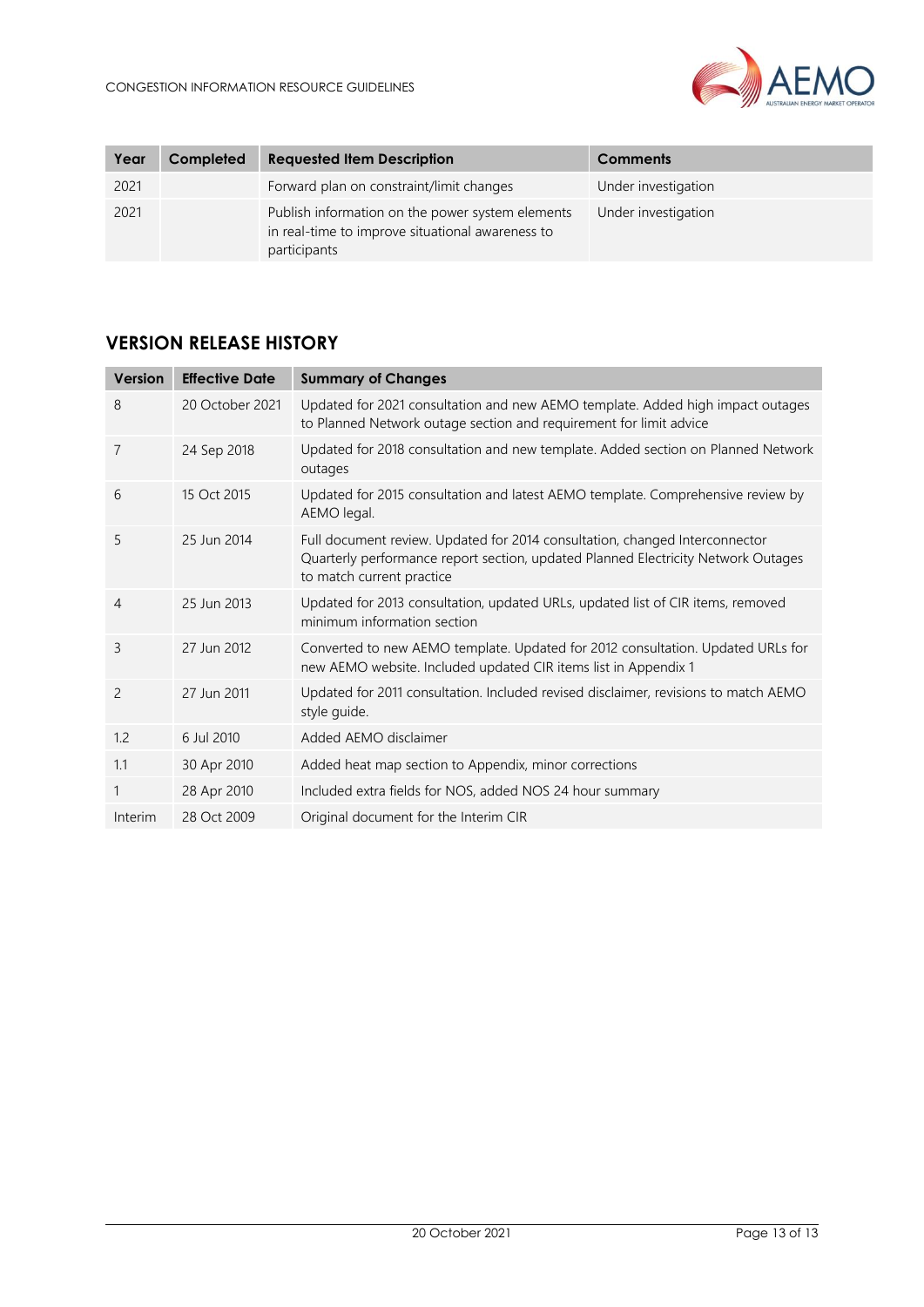| Year | Completed | Requested Item Description | Comments |
| --- | --- | --- | --- |
| 2021 | | Forward plan on constraint/limit changes | Under investigation |
| 2021 | | Publish information on the power system elements in real-time to improve situational awareness to participants | Under investigation |

## VERSION RELEASE HISTORY

| Version | Effective Date | Summary of Changes |
| --- | --- | --- |
| 8 | 20 October 2021 | Updated for 2021 consultation and new AEMO template. Added high impact outages to Planned Network outage section and requirement for limit advice |
| 7 | 24 Sep 2018 | Updated for 2018 consultation and new template. Added section on Planned Network outages |
| 6 | 15 Oct 2015 | Updated for 2015 consultation and latest AEMO template. Comprehensive review by AEMO legal. |
| 5 | 25 Jun 2014 | Full document review. Updated for 2014 consultation, changed Interconnector Quarterly performance report section, updated Planned Electricity Network Outages to match current practice |
| 4 | 25 Jun 2013 | Updated for 2013 consultation, updated URLs, updated list of CIR items, removed minimum information section |
| 3 | 27 Jun 2012 | Converted to new AEMO template. Updated for 2012 consultation. Updated URLs for new AEMO website. Included updated CIR items list in Appendix 1 |
| 2 | 27 Jun 2011 | Updated for 2011 consultation. Included revised disclaimer, revisions to match AEMO style guide. |
| 1.2 | 6 Jul 2010 | Added AEMO disclaimer |
| 1.1 | 30 Apr 2010 | Added heat map section to Appendix, minor corrections |
| 1 | 28 Apr 2010 | Included extra fields for NOS, added NOS 24 hour summary |
| Interim | 28 Oct 2009 | Original document for the Interim CIR |